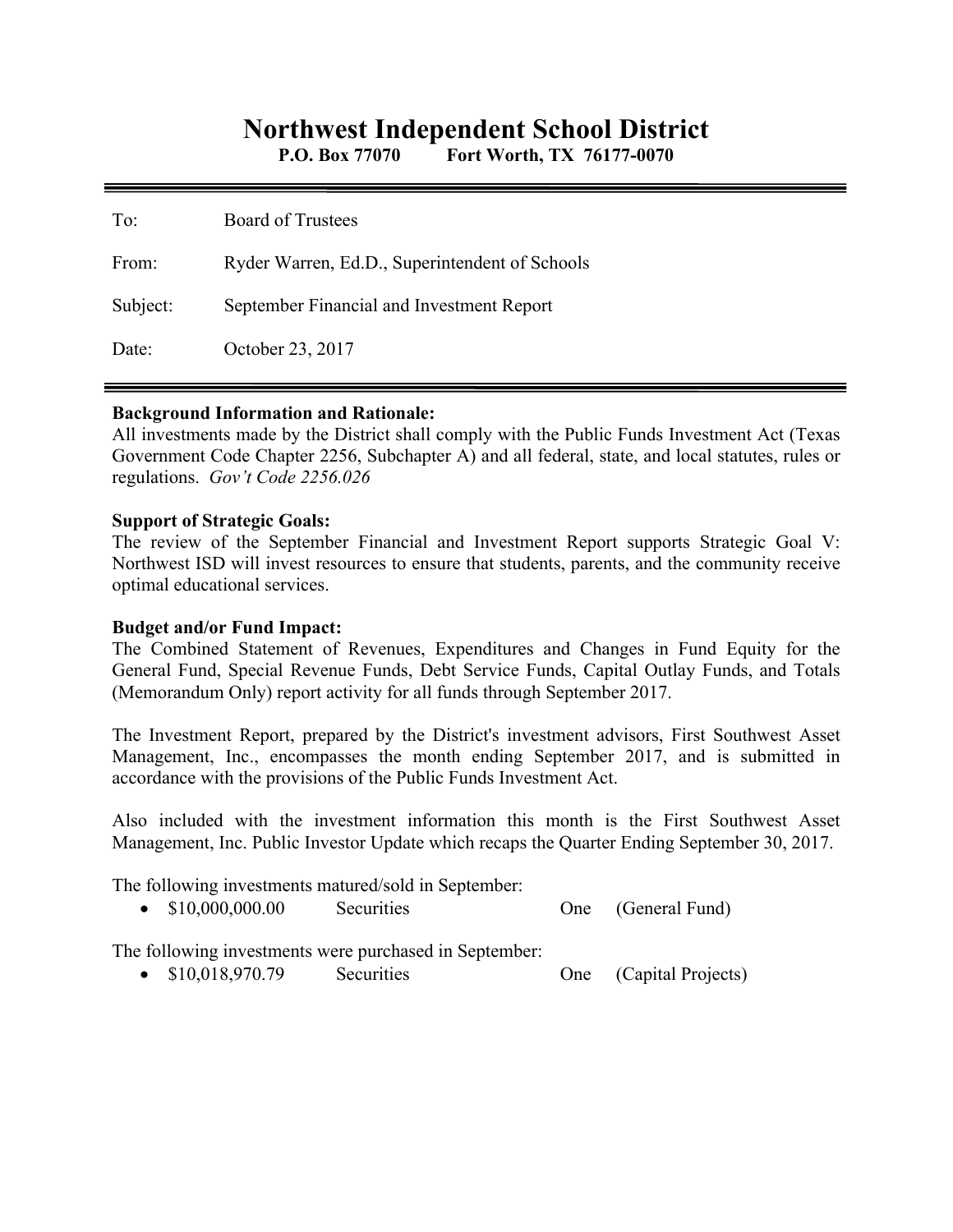# Northwest Independent School District

**P.O. Box 77070 Fort Worth, TX 76177-0070**

| | |
|---|---|
| To: | Board of Trustees |
| From: | Ryder Warren, Ed.D., Superintendent of Schools |
| Subject: | September Financial and Investment Report |
| Date: | October 23, 2017 |

**Background Information and Rationale:**
All investments made by the District shall comply with the Public Funds Investment Act (Texas Government Code Chapter 2256, Subchapter A) and all federal, state, and local statutes, rules or regulations. *Gov't Code 2256.026*

**Support of Strategic Goals:**
The review of the September Financial and Investment Report supports Strategic Goal V: Northwest ISD will invest resources to ensure that students, parents, and the community receive optimal educational services.

**Budget and/or Fund Impact:**
The Combined Statement of Revenues, Expenditures and Changes in Fund Equity for the General Fund, Special Revenue Funds, Debt Service Funds, Capital Outlay Funds, and Totals (Memorandum Only) report activity for all funds through September 2017.

The Investment Report, prepared by the District's investment advisors, First Southwest Asset Management, Inc., encompasses the month ending September 2017, and is submitted in accordance with the provisions of the Public Funds Investment Act.

Also included with the investment information this month is the First Southwest Asset Management, Inc. Public Investor Update which recaps the Quarter Ending September 30, 2017.

The following investments matured/sold in September:

- $10,000,000.00 Securities One (General Fund)

The following investments were purchased in September:

- $10,018,970.79 Securities One (Capital Projects)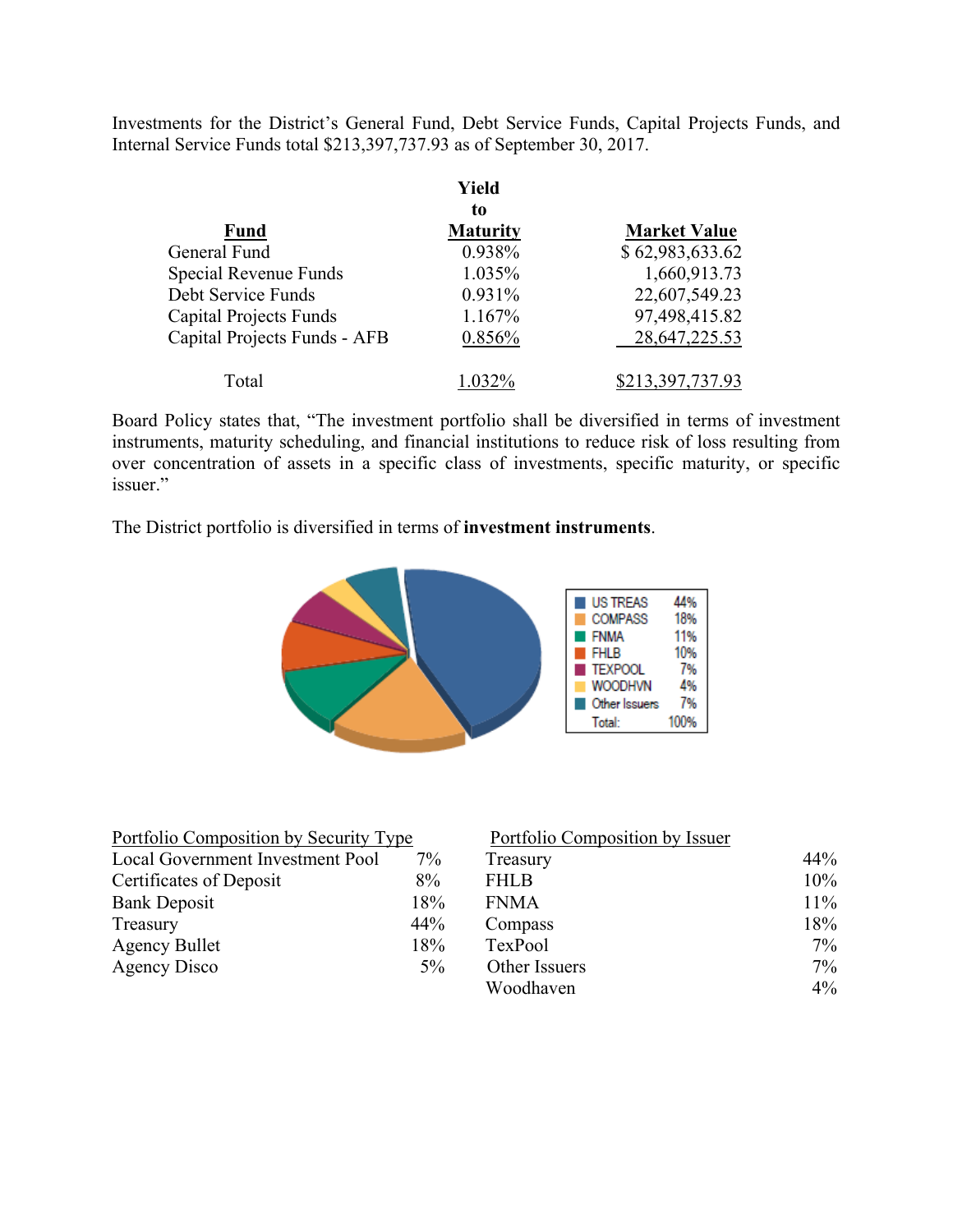Investments for the District's General Fund, Debt Service Funds, Capital Projects Funds, and Internal Service Funds total $213,397,737.93 as of September 30, 2017.

| Fund | Yield to Maturity | Market Value |
|---|---|---|
| General Fund | 0.938% | $ 62,983,633.62 |
| Special Revenue Funds | 1.035% | 1,660,913.73 |
| Debt Service Funds | 0.931% | 22,607,549.23 |
| Capital Projects Funds | 1.167% | 97,498,415.82 |
| Capital Projects Funds - AFB | 0.856% | 28,647,225.53 |
| Total | 1.032% | $213,397,737.93 |

Board Policy states that, "The investment portfolio shall be diversified in terms of investment instruments, maturity scheduling, and financial institutions to reduce risk of loss resulting from over concentration of assets in a specific class of investments, specific maturity, or specific issuer."

The District portfolio is diversified in terms of **investment instruments**.

| | |
|---|---|
| US TREAS | 44% |
| COMPASS | 18% |
| FNMA | 11% |
| FHLB | 10% |
| TEXPOOL | 7% |
| WOODHVN | 4% |
| Other Issuers | 7% |
| Total: | 100% |

| Portfolio Composition by Security Type | |
|---|---|
| Local Government Investment Pool | 7% |
| Certificates of Deposit | 8% |
| Bank Deposit | 18% |
| Treasury | 44% |
| Agency Bullet | 18% |
| Agency Disco | 5% |

| Portfolio Composition by Issuer | |
|---|---|
| Treasury | 44% |
| FHLB | 10% |
| FNMA | 11% |
| Compass | 18% |
| TexPool | 7% |
| Other Issuers | 7% |
| Woodhaven | 4% |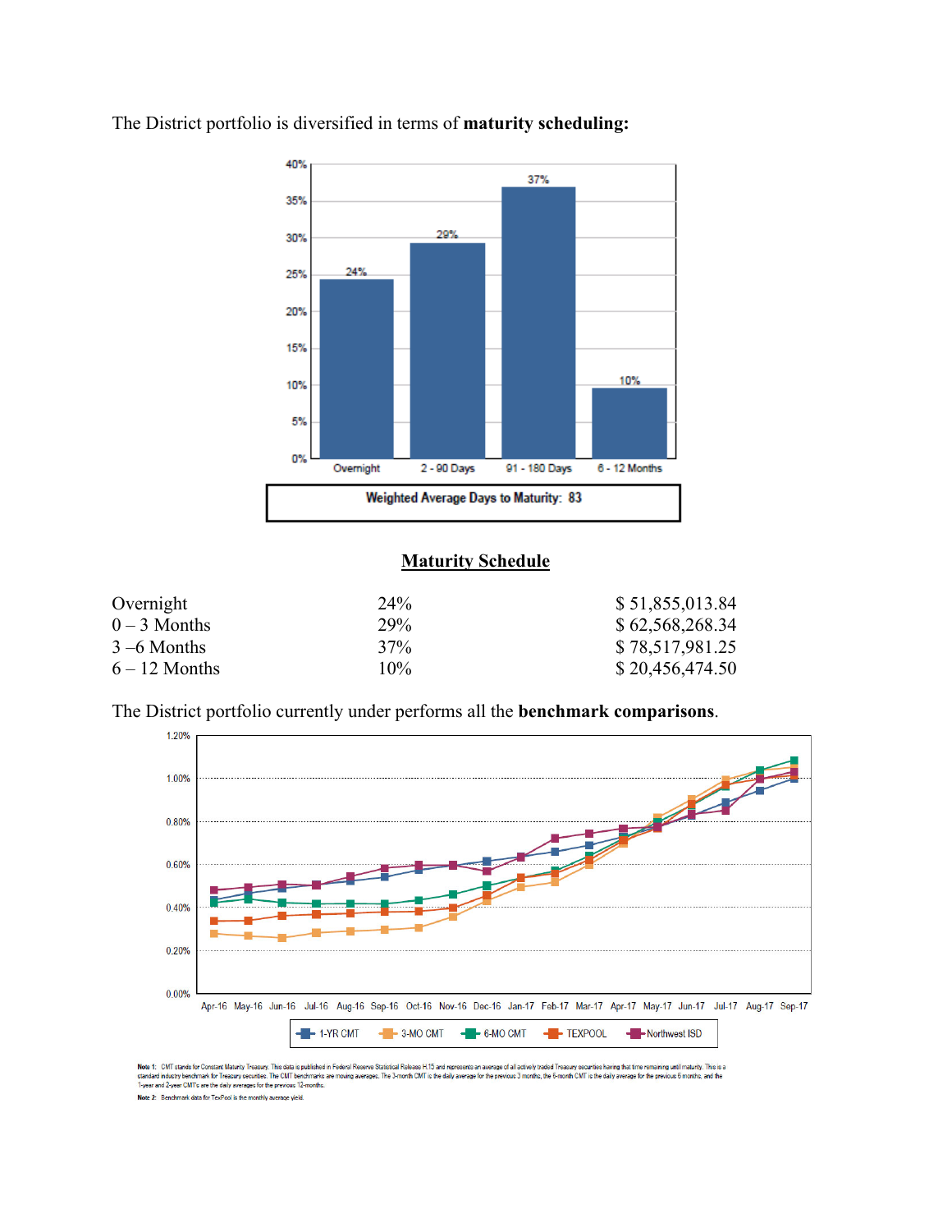The District portfolio is diversified in terms of **maturity scheduling:**

## Maturity Schedule

| | | |
|---|---|---|
| Overnight | 24% | $ 51,855,013.84 |
| 0 – 3 Months | 29% | $ 62,568,268.34 |
| 3 –6 Months | 37% | $ 78,517,981.25 |
| 6 – 12 Months | 10% | $ 20,456,474.50 |

The District portfolio currently under performs all the **benchmark comparisons**.

**Note 1:** CMT stands for Constant Maturity Treasury. This data is published in Federal Reserve Statistical Release H.15 and represents an average of all actively traded Treasury securities having that time remaining until maturity. This is a standard industry benchmark for Treasury securities. The CMT benchmarks are moving averages. The 3-month CMT is the daily average for the previous 3 months, the 6-month CMT is the daily average for the previous 6 months, and the 1-year and 2-year CMT's are the daily averages for the previous 12-months.

**Note 2:** Benchmark data for TexPool is the monthly average yield.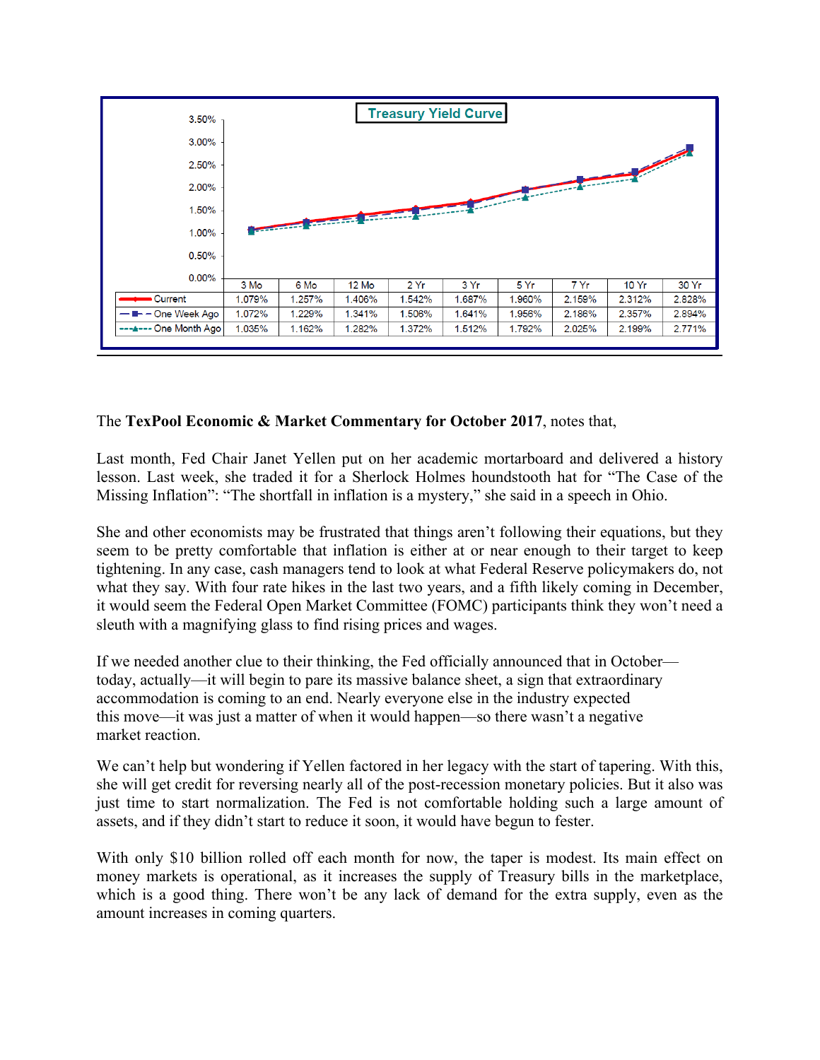**Treasury Yield Curve**

| | 3 Mo | 6 Mo | 12 Mo | 2 Yr | 3 Yr | 5 Yr | 7 Yr | 10 Yr | 30 Yr |
|---|---|---|---|---|---|---|---|---|---|
| Current | 1.079% | 1.257% | 1.406% | 1.542% | 1.687% | 1.960% | 2.159% | 2.312% | 2.828% |
| One Week Ago | 1.072% | 1.229% | 1.341% | 1.506% | 1.641% | 1.956% | 2.186% | 2.357% | 2.894% |
| One Month Ago | 1.035% | 1.162% | 1.282% | 1.372% | 1.512% | 1.792% | 2.025% | 2.199% | 2.771% |

The **TexPool Economic & Market Commentary for October 2017**, notes that,

Last month, Fed Chair Janet Yellen put on her academic mortarboard and delivered a history lesson. Last week, she traded it for a Sherlock Holmes houndstooth hat for "The Case of the Missing Inflation": "The shortfall in inflation is a mystery," she said in a speech in Ohio.

She and other economists may be frustrated that things aren't following their equations, but they seem to be pretty comfortable that inflation is either at or near enough to their target to keep tightening. In any case, cash managers tend to look at what Federal Reserve policymakers do, not what they say. With four rate hikes in the last two years, and a fifth likely coming in December, it would seem the Federal Open Market Committee (FOMC) participants think they won't need a sleuth with a magnifying glass to find rising prices and wages.

If we needed another clue to their thinking, the Fed officially announced that in October—today, actually—it will begin to pare its massive balance sheet, a sign that extraordinary accommodation is coming to an end. Nearly everyone else in the industry expected this move—it was just a matter of when it would happen—so there wasn't a negative market reaction.

We can't help but wondering if Yellen factored in her legacy with the start of tapering. With this, she will get credit for reversing nearly all of the post-recession monetary policies. But it also was just time to start normalization. The Fed is not comfortable holding such a large amount of assets, and if they didn't start to reduce it soon, it would have begun to fester.

With only $10 billion rolled off each month for now, the taper is modest. Its main effect on money markets is operational, as it increases the supply of Treasury bills in the marketplace, which is a good thing. There won't be any lack of demand for the extra supply, even as the amount increases in coming quarters.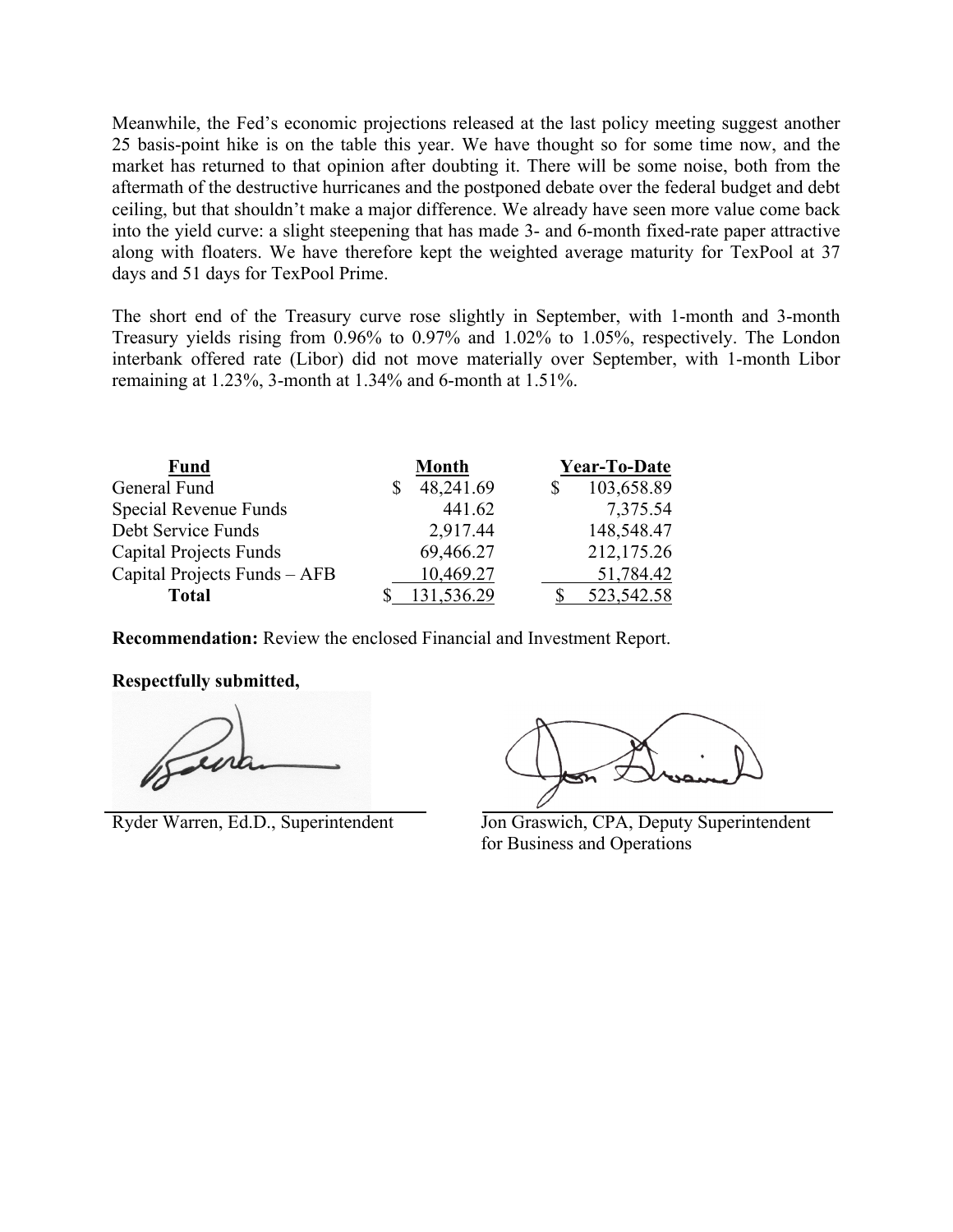Meanwhile, the Fed's economic projections released at the last policy meeting suggest another 25 basis-point hike is on the table this year. We have thought so for some time now, and the market has returned to that opinion after doubting it. There will be some noise, both from the aftermath of the destructive hurricanes and the postponed debate over the federal budget and debt ceiling, but that shouldn't make a major difference. We already have seen more value come back into the yield curve: a slight steepening that has made 3- and 6-month fixed-rate paper attractive along with floaters. We have therefore kept the weighted average maturity for TexPool at 37 days and 51 days for TexPool Prime.

The short end of the Treasury curve rose slightly in September, with 1-month and 3-month Treasury yields rising from 0.96% to 0.97% and 1.02% to 1.05%, respectively. The London interbank offered rate (Libor) did not move materially over September, with 1-month Libor remaining at 1.23%, 3-month at 1.34% and 6-month at 1.51%.

| Fund | Month | Year-To-Date |
|---|---|---|
| General Fund | $ 48,241.69 | $ 103,658.89 |
| Special Revenue Funds | 441.62 | 7,375.54 |
| Debt Service Funds | 2,917.44 | 148,548.47 |
| Capital Projects Funds | 69,466.27 | 212,175.26 |
| Capital Projects Funds – AFB | 10,469.27 | 51,784.42 |
| **Total** | $ 131,536.29 | $ 523,542.58 |

**Recommendation:** Review the enclosed Financial and Investment Report.

**Respectfully submitted,**

Ryder Warren, Ed.D., Superintendent

Jon Graswich, CPA, Deputy Superintendent for Business and Operations